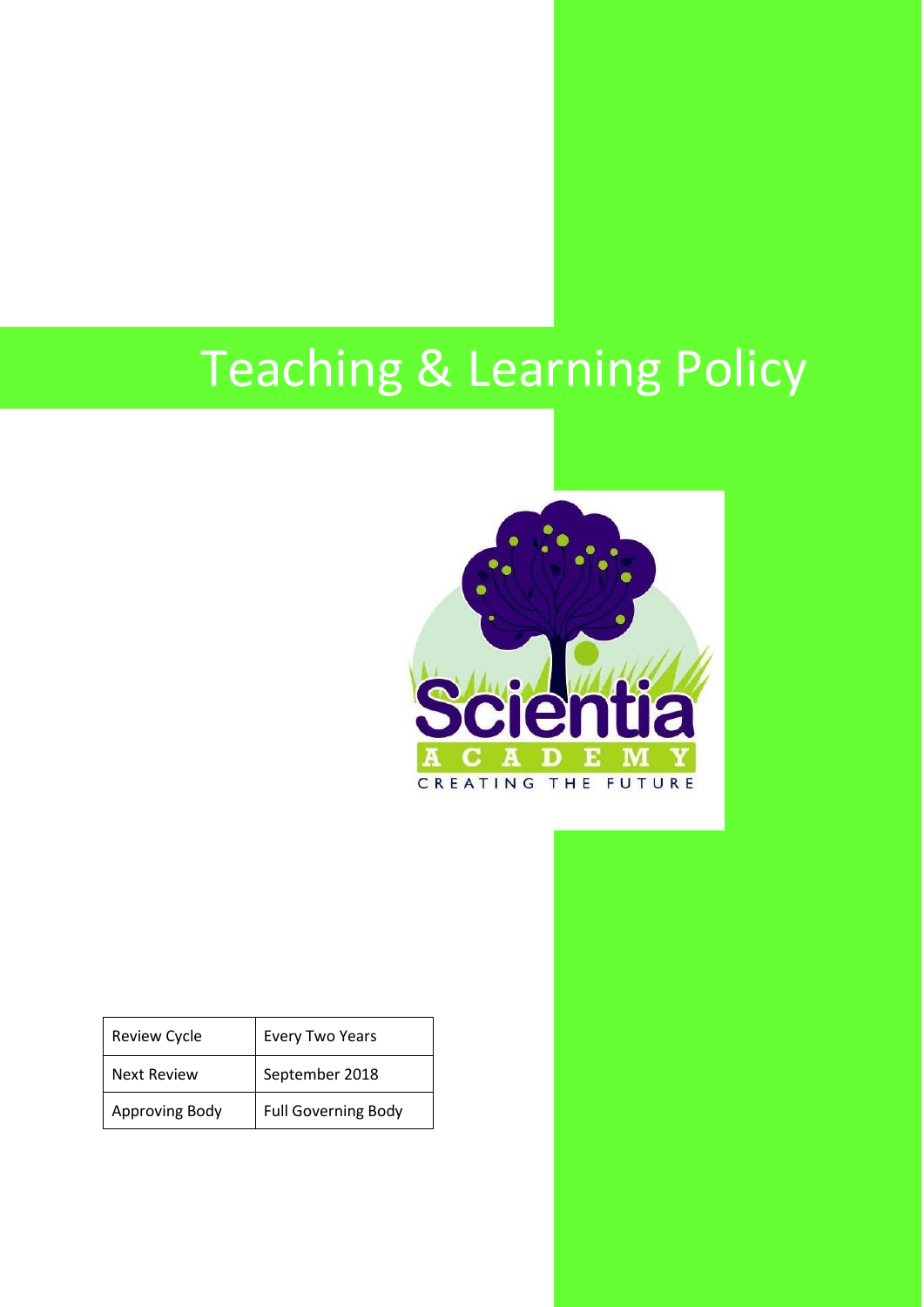# Teaching & Learning Policy

Scientia
ACADEMY
CREATING THE FUTURE

| Review Cycle | Every Two Years |
| --- | --- |
| Next Review | September 2018 |
| Approving Body | Full Governing Body |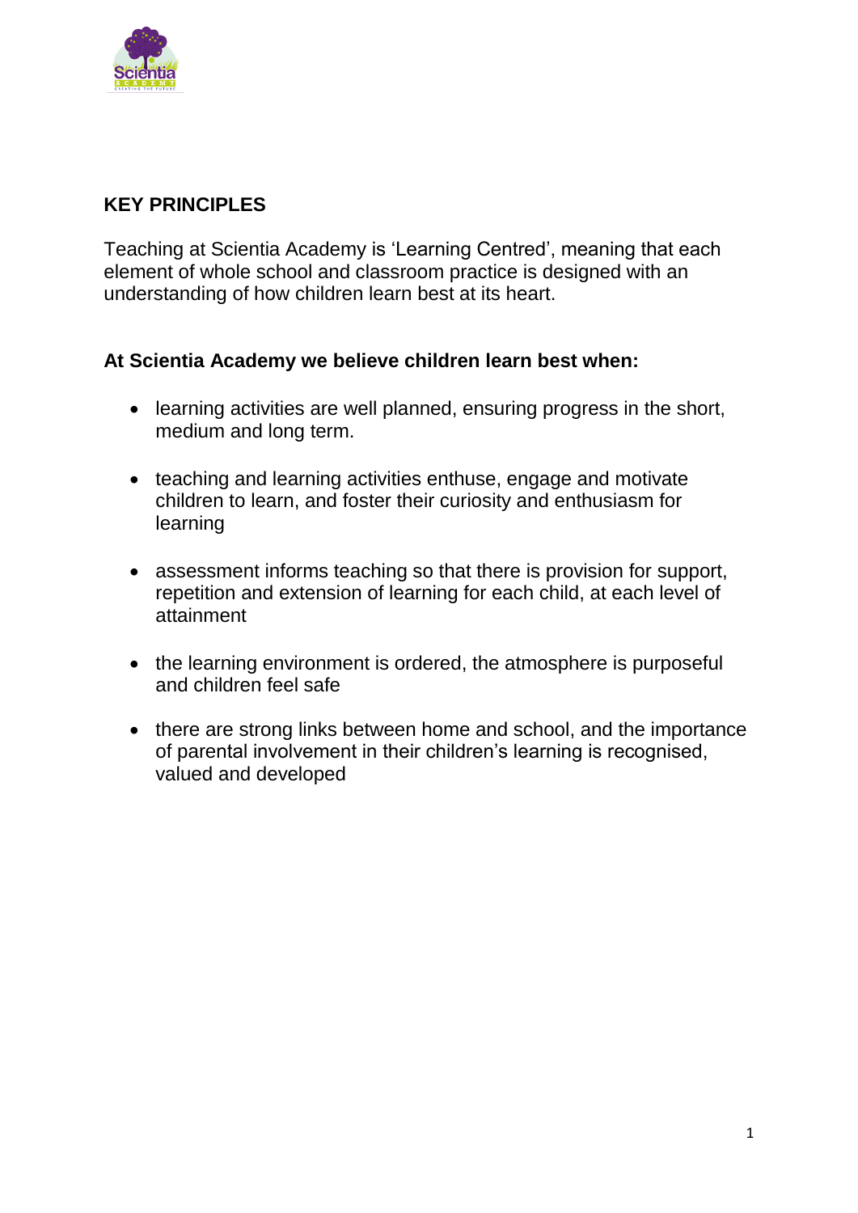## KEY PRINCIPLES

Teaching at Scientia Academy is 'Learning Centred', meaning that each element of whole school and classroom practice is designed with an understanding of how children learn best at its heart.

**At Scientia Academy we believe children learn best when:**

- learning activities are well planned, ensuring progress in the short, medium and long term.
- teaching and learning activities enthuse, engage and motivate children to learn, and foster their curiosity and enthusiasm for learning
- assessment informs teaching so that there is provision for support, repetition and extension of learning for each child, at each level of attainment
- the learning environment is ordered, the atmosphere is purposeful and children feel safe
- there are strong links between home and school, and the importance of parental involvement in their children's learning is recognised, valued and developed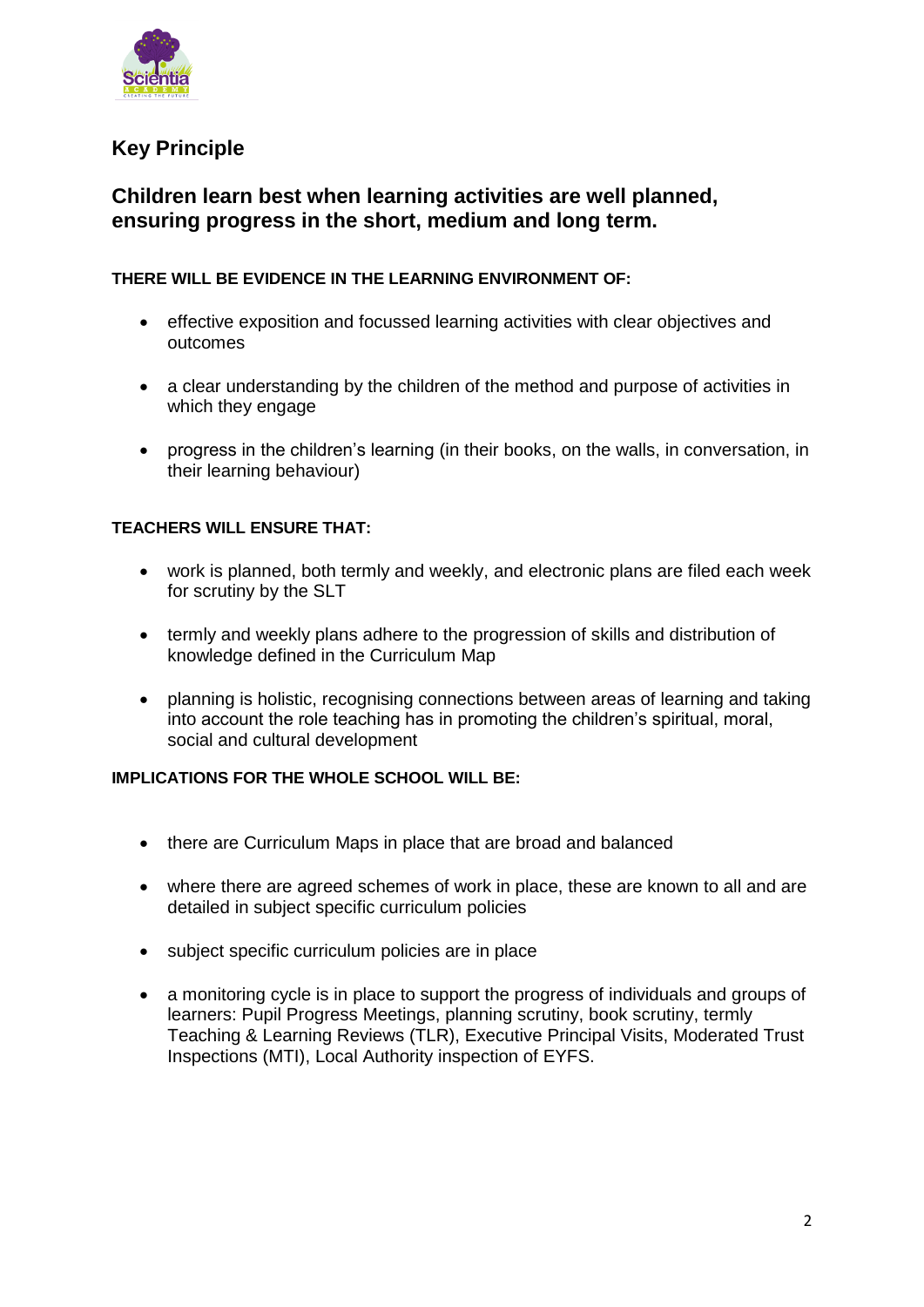## Key Principle

### Children learn best when learning activities are well planned, ensuring progress in the short, medium and long term.

**THERE WILL BE EVIDENCE IN THE LEARNING ENVIRONMENT OF:**

- effective exposition and focussed learning activities with clear objectives and outcomes
- a clear understanding by the children of the method and purpose of activities in which they engage
- progress in the children's learning (in their books, on the walls, in conversation, in their learning behaviour)

**TEACHERS WILL ENSURE THAT:**

- work is planned, both termly and weekly, and electronic plans are filed each week for scrutiny by the SLT
- termly and weekly plans adhere to the progression of skills and distribution of knowledge defined in the Curriculum Map
- planning is holistic, recognising connections between areas of learning and taking into account the role teaching has in promoting the children's spiritual, moral, social and cultural development

**IMPLICATIONS FOR THE WHOLE SCHOOL WILL BE:**

- there are Curriculum Maps in place that are broad and balanced
- where there are agreed schemes of work in place, these are known to all and are detailed in subject specific curriculum policies
- subject specific curriculum policies are in place
- a monitoring cycle is in place to support the progress of individuals and groups of learners: Pupil Progress Meetings, planning scrutiny, book scrutiny, termly Teaching & Learning Reviews (TLR), Executive Principal Visits, Moderated Trust Inspections (MTI), Local Authority inspection of EYFS.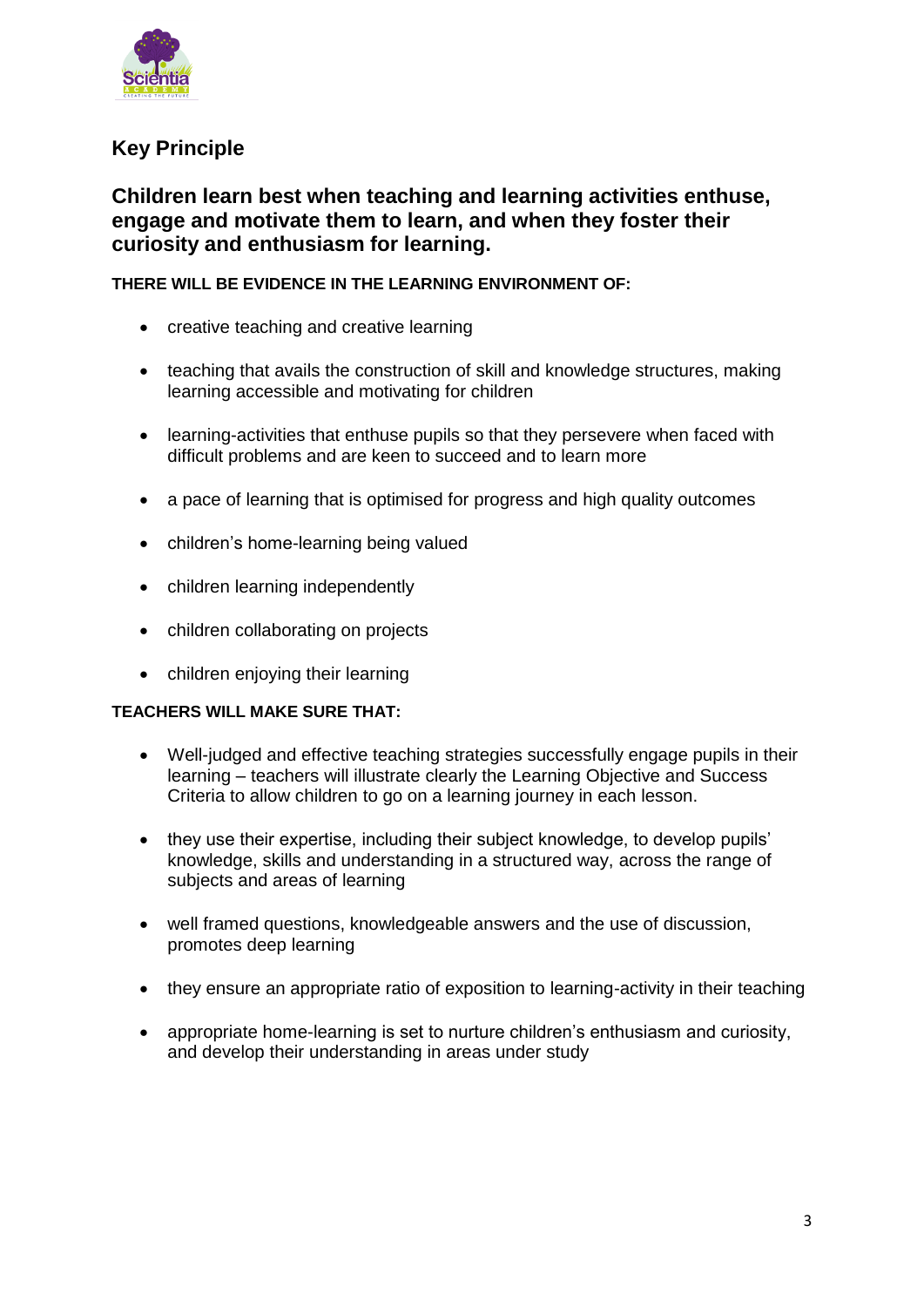## Key Principle

### Children learn best when teaching and learning activities enthuse, engage and motivate them to learn, and when they foster their curiosity and enthusiasm for learning.

**THERE WILL BE EVIDENCE IN THE LEARNING ENVIRONMENT OF:**

- creative teaching and creative learning
- teaching that avails the construction of skill and knowledge structures, making learning accessible and motivating for children
- learning-activities that enthuse pupils so that they persevere when faced with difficult problems and are keen to succeed and to learn more
- a pace of learning that is optimised for progress and high quality outcomes
- children's home-learning being valued
- children learning independently
- children collaborating on projects
- children enjoying their learning

**TEACHERS WILL MAKE SURE THAT:**

- Well-judged and effective teaching strategies successfully engage pupils in their learning – teachers will illustrate clearly the Learning Objective and Success Criteria to allow children to go on a learning journey in each lesson.
- they use their expertise, including their subject knowledge, to develop pupils' knowledge, skills and understanding in a structured way, across the range of subjects and areas of learning
- well framed questions, knowledgeable answers and the use of discussion, promotes deep learning
- they ensure an appropriate ratio of exposition to learning-activity in their teaching
- appropriate home-learning is set to nurture children's enthusiasm and curiosity, and develop their understanding in areas under study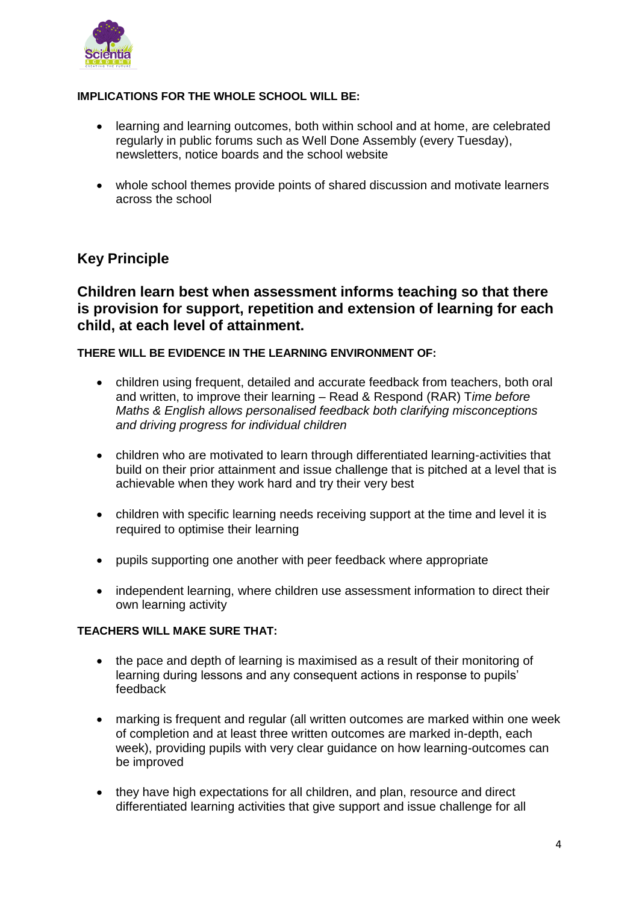**IMPLICATIONS FOR THE WHOLE SCHOOL WILL BE:**

- learning and learning outcomes, both within school and at home, are celebrated regularly in public forums such as Well Done Assembly (every Tuesday), newsletters, notice boards and the school website
- whole school themes provide points of shared discussion and motivate learners across the school

## Key Principle

## Children learn best when assessment informs teaching so that there is provision for support, repetition and extension of learning for each child, at each level of attainment.

**THERE WILL BE EVIDENCE IN THE LEARNING ENVIRONMENT OF:**

- children using frequent, detailed and accurate feedback from teachers, both oral and written, to improve their learning – Read & Respond (RAR) T*ime before Maths & English allows personalised feedback both clarifying misconceptions and driving progress for individual children*
- children who are motivated to learn through differentiated learning-activities that build on their prior attainment and issue challenge that is pitched at a level that is achievable when they work hard and try their very best
- children with specific learning needs receiving support at the time and level it is required to optimise their learning
- pupils supporting one another with peer feedback where appropriate
- independent learning, where children use assessment information to direct their own learning activity

**TEACHERS WILL MAKE SURE THAT:**

- the pace and depth of learning is maximised as a result of their monitoring of learning during lessons and any consequent actions in response to pupils' feedback
- marking is frequent and regular (all written outcomes are marked within one week of completion and at least three written outcomes are marked in-depth, each week), providing pupils with very clear guidance on how learning-outcomes can be improved
- they have high expectations for all children, and plan, resource and direct differentiated learning activities that give support and issue challenge for all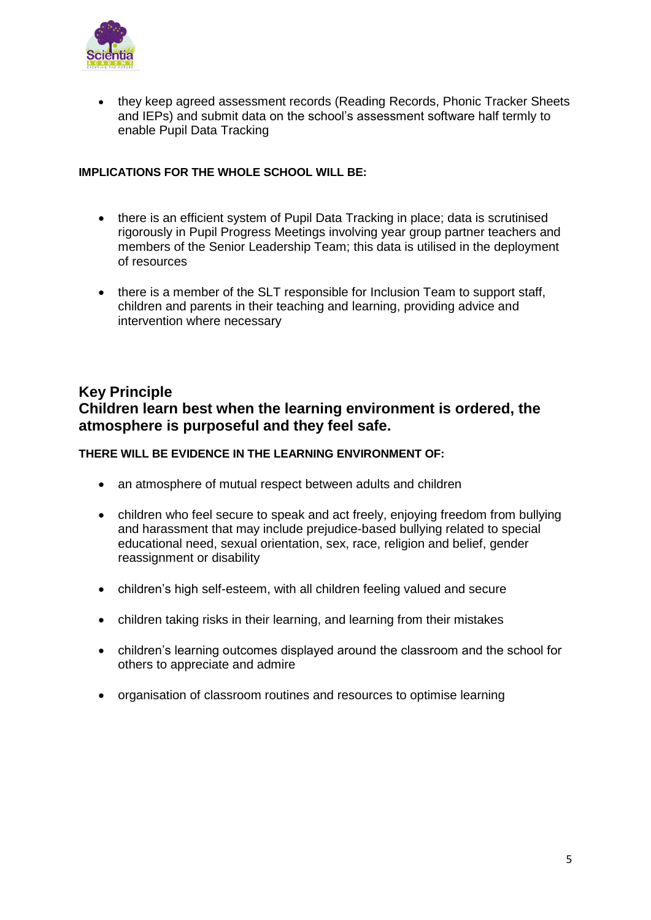- they keep agreed assessment records (Reading Records, Phonic Tracker Sheets and IEPs) and submit data on the school's assessment software half termly to enable Pupil Data Tracking

**IMPLICATIONS FOR THE WHOLE SCHOOL WILL BE:**

- there is an efficient system of Pupil Data Tracking in place; data is scrutinised rigorously in Pupil Progress Meetings involving year group partner teachers and members of the Senior Leadership Team; this data is utilised in the deployment of resources
- there is a member of the SLT responsible for Inclusion Team to support staff, children and parents in their teaching and learning, providing advice and intervention where necessary

## Key Principle
## Children learn best when the learning environment is ordered, the atmosphere is purposeful and they feel safe.

**THERE WILL BE EVIDENCE IN THE LEARNING ENVIRONMENT OF:**

- an atmosphere of mutual respect between adults and children
- children who feel secure to speak and act freely, enjoying freedom from bullying and harassment that may include prejudice-based bullying related to special educational need, sexual orientation, sex, race, religion and belief, gender reassignment or disability
- children's high self-esteem, with all children feeling valued and secure
- children taking risks in their learning, and learning from their mistakes
- children's learning outcomes displayed around the classroom and the school for others to appreciate and admire
- organisation of classroom routines and resources to optimise learning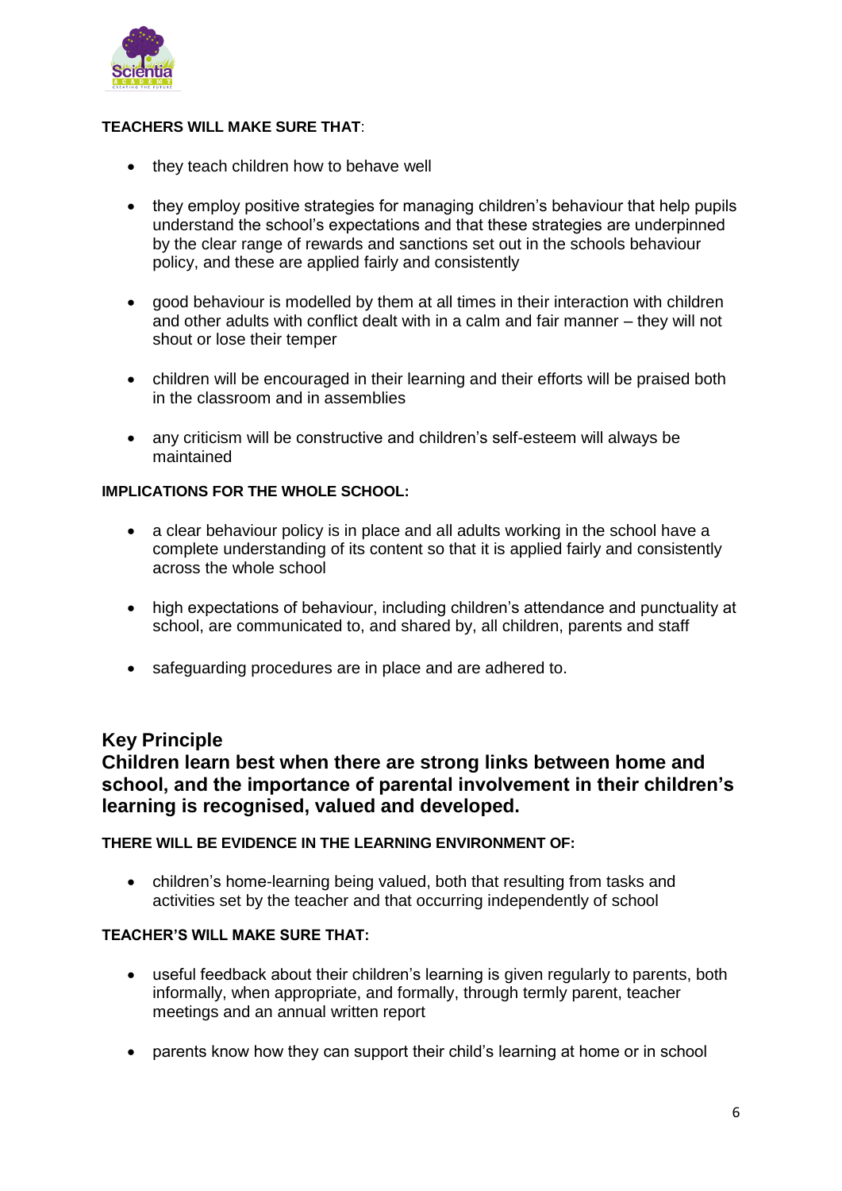**TEACHERS WILL MAKE SURE THAT**:

- they teach children how to behave well
- they employ positive strategies for managing children's behaviour that help pupils understand the school's expectations and that these strategies are underpinned by the clear range of rewards and sanctions set out in the schools behaviour policy, and these are applied fairly and consistently
- good behaviour is modelled by them at all times in their interaction with children and other adults with conflict dealt with in a calm and fair manner – they will not shout or lose their temper
- children will be encouraged in their learning and their efforts will be praised both in the classroom and in assemblies
- any criticism will be constructive and children's self-esteem will always be maintained

**IMPLICATIONS FOR THE WHOLE SCHOOL:**

- a clear behaviour policy is in place and all adults working in the school have a complete understanding of its content so that it is applied fairly and consistently across the whole school
- high expectations of behaviour, including children's attendance and punctuality at school, are communicated to, and shared by, all children, parents and staff
- safeguarding procedures are in place and are adhered to.

## Key Principle
## Children learn best when there are strong links between home and school, and the importance of parental involvement in their children's learning is recognised, valued and developed.

**THERE WILL BE EVIDENCE IN THE LEARNING ENVIRONMENT OF:**

- children's home-learning being valued, both that resulting from tasks and activities set by the teacher and that occurring independently of school

**TEACHER'S WILL MAKE SURE THAT:**

- useful feedback about their children's learning is given regularly to parents, both informally, when appropriate, and formally, through termly parent, teacher meetings and an annual written report
- parents know how they can support their child's learning at home or in school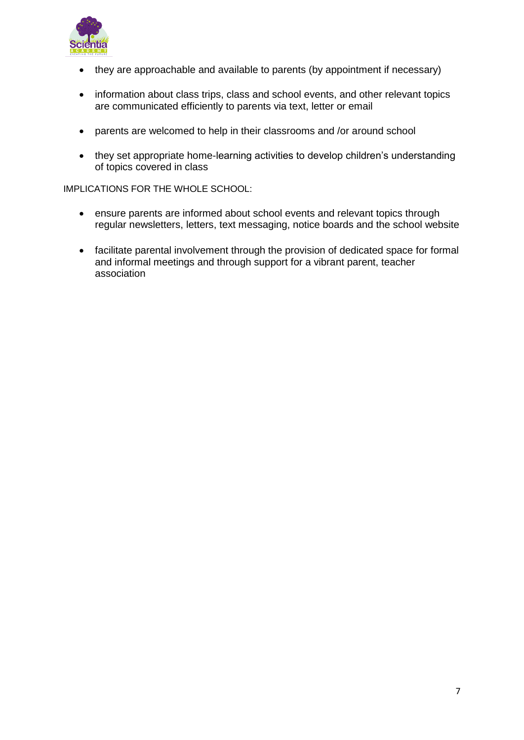- they are approachable and available to parents (by appointment if necessary)
- information about class trips, class and school events, and other relevant topics are communicated efficiently to parents via text, letter or email
- parents are welcomed to help in their classrooms and /or around school
- they set appropriate home-learning activities to develop children's understanding of topics covered in class

IMPLICATIONS FOR THE WHOLE SCHOOL:

- ensure parents are informed about school events and relevant topics through regular newsletters, letters, text messaging, notice boards and the school website
- facilitate parental involvement through the provision of dedicated space for formal and informal meetings and through support for a vibrant parent, teacher association